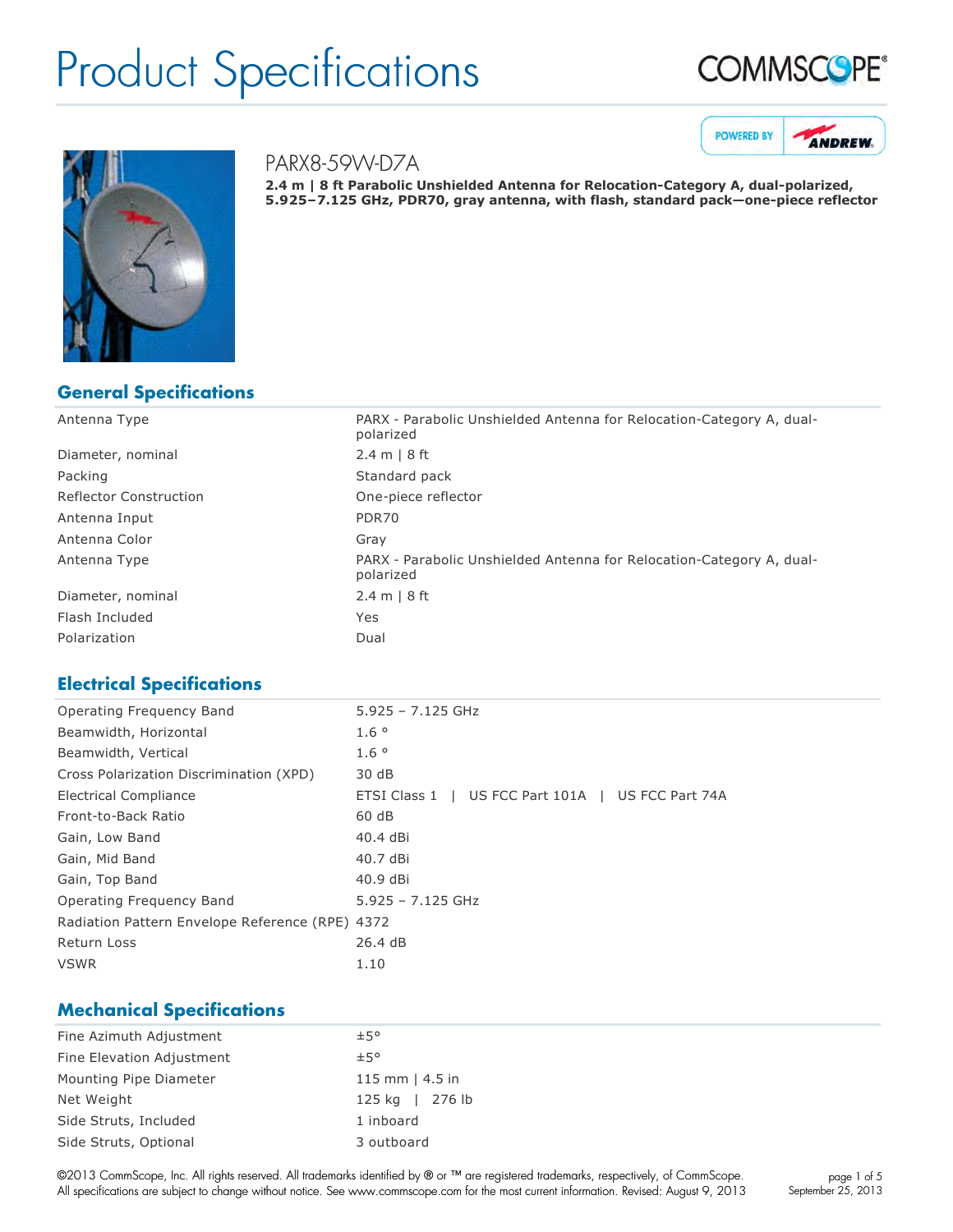# Product Specifications

## PARX8-59W-D7A

**2.4 m | 8 ft Parabolic Unshielded Antenna for Relocation-Category A, dual-polarized, 5.925–7.125 GHz, PDR70, gray antenna, with flash, standard pack—one-piece reflector**

## General Specifications

| | |
|---|---|
| Antenna Type | PARX - Parabolic Unshielded Antenna for Relocation-Category A, dual-polarized |
| Diameter, nominal | 2.4 m \| 8 ft |
| Packing | Standard pack |
| Reflector Construction | One-piece reflector |
| Antenna Input | PDR70 |
| Antenna Color | Gray |
| Antenna Type | PARX - Parabolic Unshielded Antenna for Relocation-Category A, dual-polarized |
| Diameter, nominal | 2.4 m \| 8 ft |
| Flash Included | Yes |
| Polarization | Dual |

## Electrical Specifications

| | |
|---|---|
| Operating Frequency Band | 5.925 – 7.125 GHz |
| Beamwidth, Horizontal | 1.6 ° |
| Beamwidth, Vertical | 1.6 ° |
| Cross Polarization Discrimination (XPD) | 30 dB |
| Electrical Compliance | ETSI Class 1 \| US FCC Part 101A \| US FCC Part 74A |
| Front-to-Back Ratio | 60 dB |
| Gain, Low Band | 40.4 dBi |
| Gain, Mid Band | 40.7 dBi |
| Gain, Top Band | 40.9 dBi |
| Operating Frequency Band | 5.925 – 7.125 GHz |
| Radiation Pattern Envelope Reference (RPE) | 4372 |
| Return Loss | 26.4 dB |
| VSWR | 1.10 |

## Mechanical Specifications

| | |
|---|---|
| Fine Azimuth Adjustment | ±5° |
| Fine Elevation Adjustment | ±5° |
| Mounting Pipe Diameter | 115 mm \| 4.5 in |
| Net Weight | 125 kg \| 276 lb |
| Side Struts, Included | 1 inboard |
| Side Struts, Optional | 3 outboard |

©2013 CommScope, Inc. All rights reserved. All trademarks identified by ® or ™ are registered trademarks, respectively, of CommScope. All specifications are subject to change without notice. See www.commscope.com for the most current information. Revised: August 9, 2013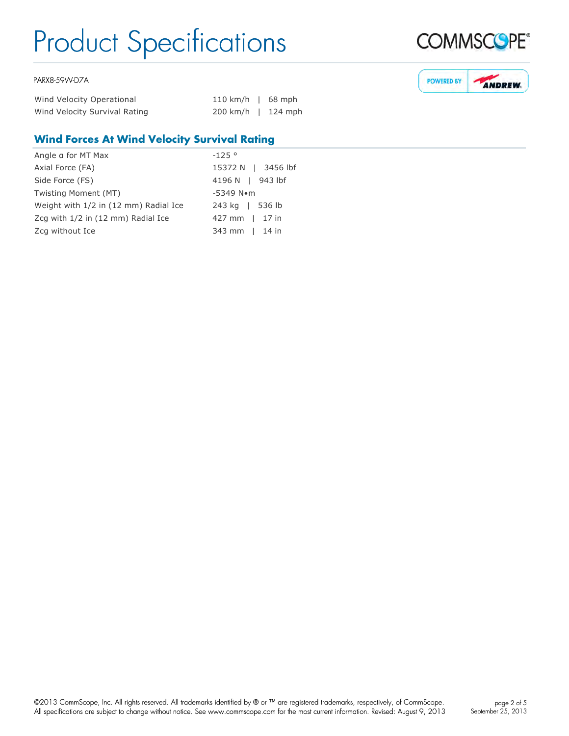PARX8-59W-D7A

| | |
|---|---|
| Wind Velocity Operational | 110 km/h &#124; 68 mph |
| Wind Velocity Survival Rating | 200 km/h &#124; 124 mph |

## Wind Forces At Wind Velocity Survival Rating

| | |
|---|---|
| Angle α for MT Max | -125 ° |
| Axial Force (FA) | 15372 N &#124; 3456 lbf |
| Side Force (FS) | 4196 N &#124; 943 lbf |
| Twisting Moment (MT) | -5349 N•m |
| Weight with 1/2 in (12 mm) Radial Ice | 243 kg &#124; 536 lb |
| Zcg with 1/2 in (12 mm) Radial Ice | 427 mm &#124; 17 in |
| Zcg without Ice | 343 mm &#124; 14 in |

©2013 CommScope, Inc. All rights reserved. All trademarks identified by ® or ™ are registered trademarks, respectively, of CommScope. All specifications are subject to change without notice. See www.commscope.com for the most current information. Revised: August 9, 2013

September 25, 2013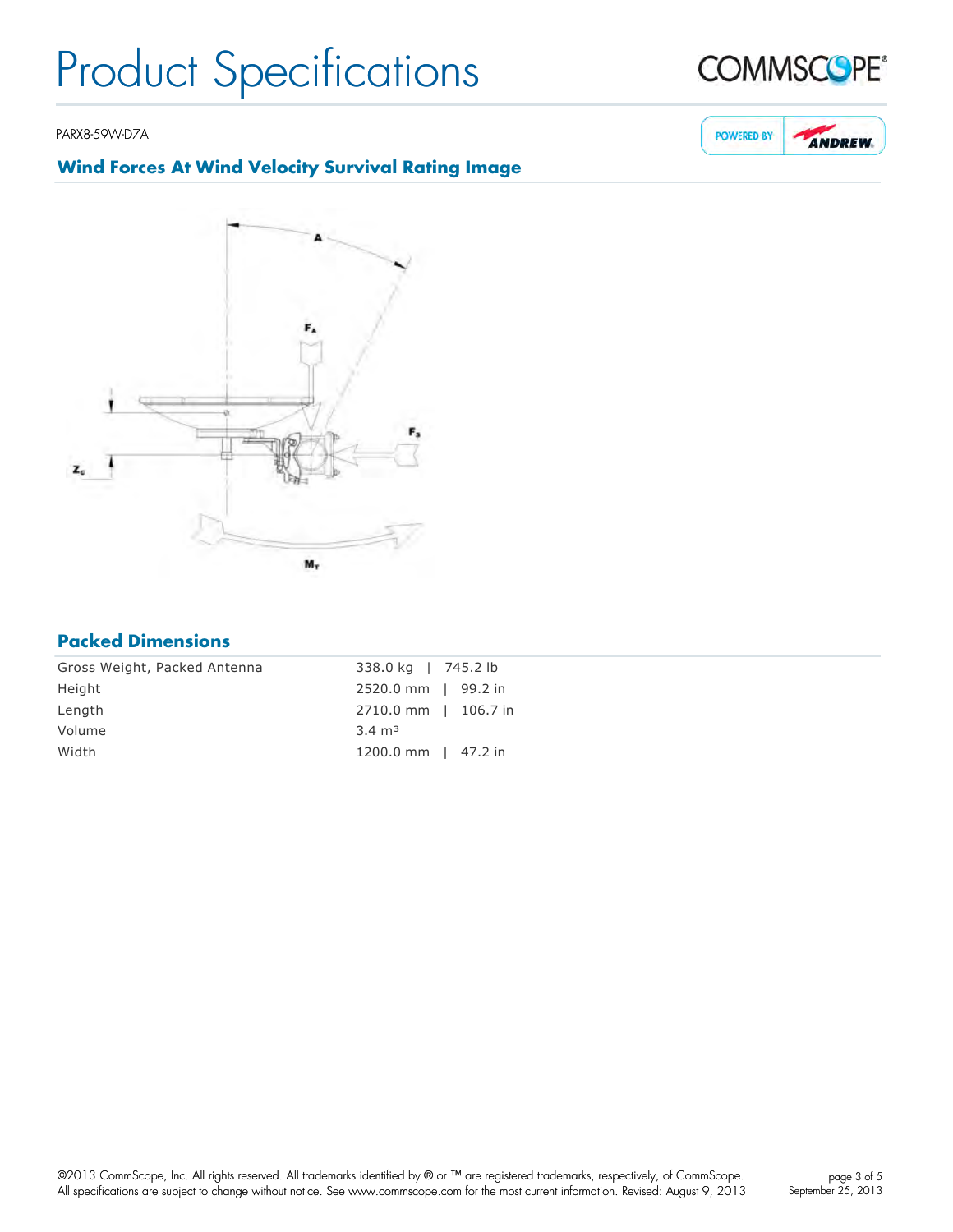PARX8-59W-D7A

## Wind Forces At Wind Velocity Survival Rating Image

## Packed Dimensions

| | |
|---|---|
| Gross Weight, Packed Antenna | 338.0 kg \| 745.2 lb |
| Height | 2520.0 mm \| 99.2 in |
| Length | 2710.0 mm \| 106.7 in |
| Volume | 3.4 m³ |
| Width | 1200.0 mm \| 47.2 in |

©2013 CommScope, Inc. All rights reserved. All trademarks identified by ® or ™ are registered trademarks, respectively, of CommScope. All specifications are subject to change without notice. See www.commscope.com for the most current information. Revised: August 9, 2013

September 25, 2013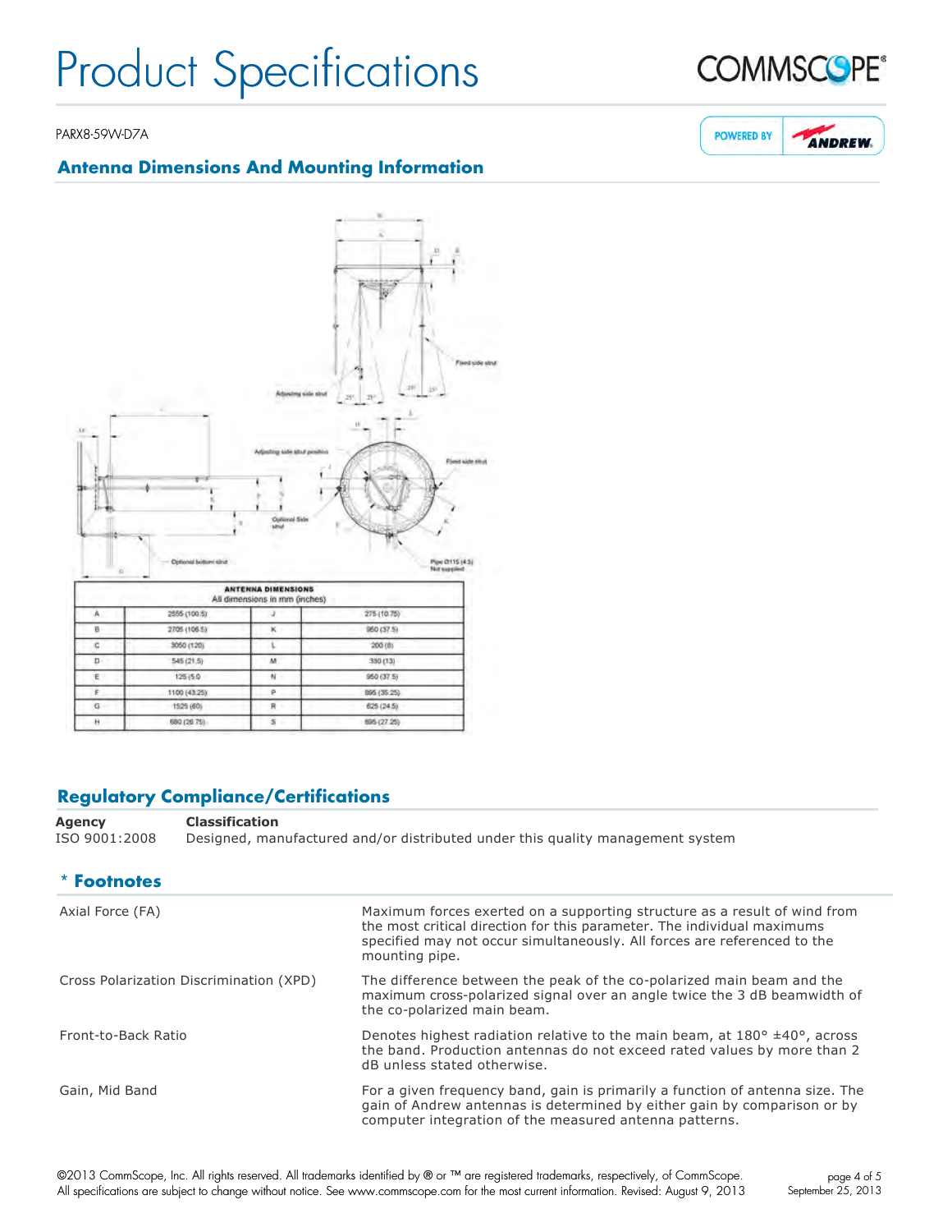PARX8-59W-D7A

## Antenna Dimensions And Mounting Information

| ANTENNA DIMENSIONS All dimensions in mm (inches) | | | |
|---|---|---|---|
| A | 2555 (100.5) | J | 275 (10.75) |
| B | 2705 (106.5) | K | 950 (37.5) |
| C | 3050 (120) | L | 200 (8) |
| D | 545 (21.5) | M | 330 (13) |
| E | 125 (5.0) | N | 950 (37.5) |
| F | 1100 (43.25) | P | 895 (35.25) |
| G | 1525 (60) | R | 625 (24.5) |
| H | 680 (26.75) | S | 695 (27.25) |

## Regulatory Compliance/Certifications

| Agency | Classification |
|---|---|
| ISO 9001:2008 | Designed, manufactured and/or distributed under this quality management system |

## * Footnotes

| | |
|---|---|
| Axial Force (FA) | Maximum forces exerted on a supporting structure as a result of wind from the most critical direction for this parameter. The individual maximums specified may not occur simultaneously. All forces are referenced to the mounting pipe. |
| Cross Polarization Discrimination (XPD) | The difference between the peak of the co-polarized main beam and the maximum cross-polarized signal over an angle twice the 3 dB beamwidth of the co-polarized main beam. |
| Front-to-Back Ratio | Denotes highest radiation relative to the main beam, at 180° ±40°, across the band. Production antennas do not exceed rated values by more than 2 dB unless stated otherwise. |
| Gain, Mid Band | For a given frequency band, gain is primarily a function of antenna size. The gain of Andrew antennas is determined by either gain by comparison or by computer integration of the measured antenna patterns. |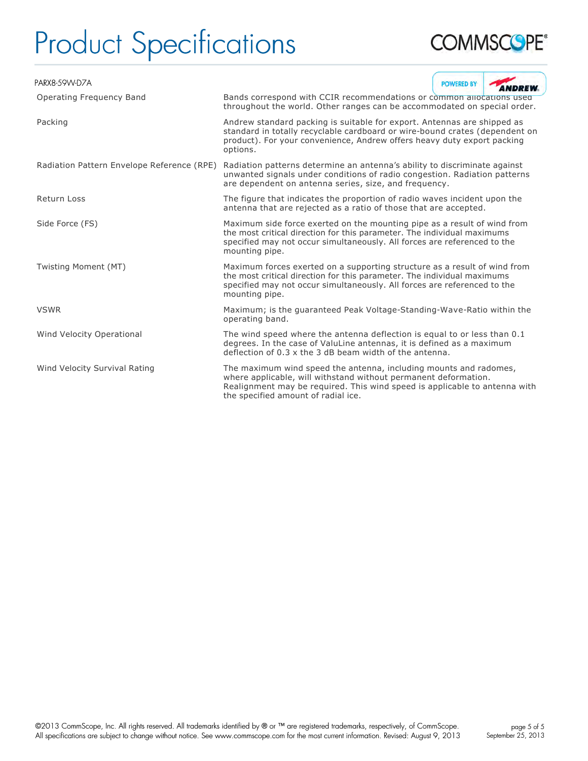PARX8-59W-D7A

| | |
|---|---|
| Operating Frequency Band | Bands correspond with CCIR recommendations or common allocations used throughout the world. Other ranges can be accommodated on special order. |
| Packing | Andrew standard packing is suitable for export. Antennas are shipped as standard in totally recyclable cardboard or wire-bound crates (dependent on product). For your convenience, Andrew offers heavy duty export packing options. |
| Radiation Pattern Envelope Reference (RPE) | Radiation patterns determine an antenna's ability to discriminate against unwanted signals under conditions of radio congestion. Radiation patterns are dependent on antenna series, size, and frequency. |
| Return Loss | The figure that indicates the proportion of radio waves incident upon the antenna that are rejected as a ratio of those that are accepted. |
| Side Force (FS) | Maximum side force exerted on the mounting pipe as a result of wind from the most critical direction for this parameter. The individual maximums specified may not occur simultaneously. All forces are referenced to the mounting pipe. |
| Twisting Moment (MT) | Maximum forces exerted on a supporting structure as a result of wind from the most critical direction for this parameter. The individual maximums specified may not occur simultaneously. All forces are referenced to the mounting pipe. |
| VSWR | Maximum; is the guaranteed Peak Voltage-Standing-Wave-Ratio within the operating band. |
| Wind Velocity Operational | The wind speed where the antenna deflection is equal to or less than 0.1 degrees. In the case of ValuLine antennas, it is defined as a maximum deflection of 0.3 x the 3 dB beam width of the antenna. |
| Wind Velocity Survival Rating | The maximum wind speed the antenna, including mounts and radomes, where applicable, will withstand without permanent deformation. Realignment may be required. This wind speed is applicable to antenna with the specified amount of radial ice. |